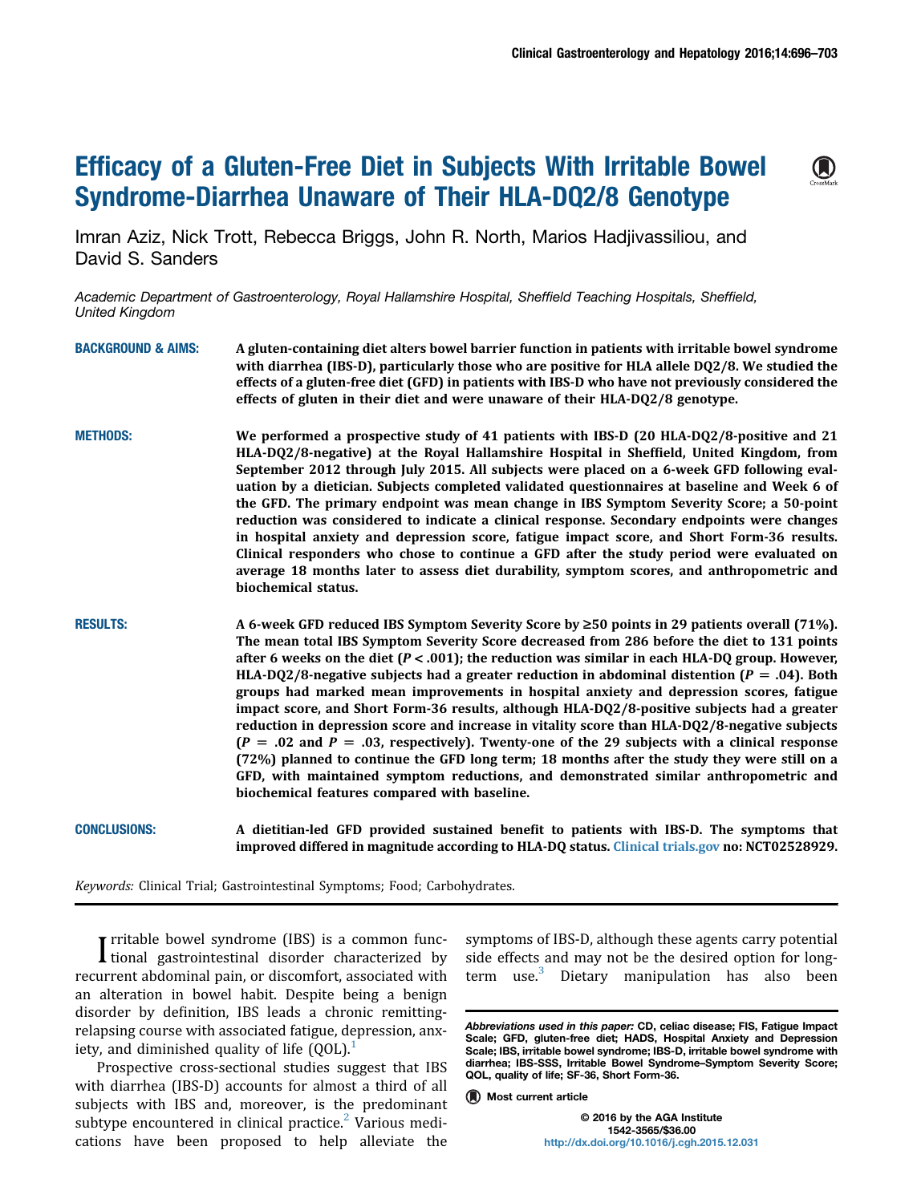# Efficacy of a Gluten-Free Diet in Subjects With Irritable Bowel Syndrome-Diarrhea Unaware of Their HLA-DQ2/8 Genotype

Imran Aziz, Nick Trott, Rebecca Briggs, John R. North, Marios Hadjivassiliou, and David S. Sanders

*Academic Department of Gastroenterology, Royal Hallamshire Hospital, Sheffield Teaching Hospitals, Sheffield, United Kingdom*

**BACKGROUND & AIMS:** A gluten-containing diet alters bowel barrier function in patients with irritable bowel syndrome with diarrhea (IBS-D), particularly those who are positive for HLA allele DQ2/8. We studied the effects of a gluten-free diet (GFD) in patients with IBS-D who have not previously considered the effects of gluten in their diet and were unaware of their HLA-DQ2/8 genotype.

**METHODS:** We performed a prospective study of 41 patients with IBS-D (20 HLA-DQ2/8-positive and 21 HLA-DQ2/8-negative) at the Royal Hallamshire Hospital in Sheffield, United Kingdom, from September 2012 through July 2015. All subjects were placed on a 6-week GFD following evaluation by a dietician. Subjects completed validated questionnaires at baseline and Week 6 of the GFD. The primary endpoint was mean change in IBS Symptom Severity Score; a 50-point reduction was considered to indicate a clinical response. Secondary endpoints were changes in hospital anxiety and depression score, fatigue impact score, and Short Form-36 results. Clinical responders who chose to continue a GFD after the study period were evaluated on average 18 months later to assess diet durability, symptom scores, and anthropometric and biochemical status.

**RESULTS:** A 6-week GFD reduced IBS Symptom Severity Score by ≥50 points in 29 patients overall (71%). The mean total IBS Symptom Severity Score decreased from 286 before the diet to 131 points after 6 weeks on the diet ($P < .001$); the reduction was similar in each HLA-DQ group. However, HLA-DQ2/8-negative subjects had a greater reduction in abdominal distention ($P = .04$). Both groups had marked mean improvements in hospital anxiety and depression scores, fatigue impact score, and Short Form-36 results, although HLA-DQ2/8-positive subjects had a greater reduction in depression score and increase in vitality score than HLA-DQ2/8-negative subjects ($P = .02$ and $P = .03$, respectively). Twenty-one of the 29 subjects with a clinical response (72%) planned to continue the GFD long term; 18 months after the study they were still on a GFD, with maintained symptom reductions, and demonstrated similar anthropometric and biochemical features compared with baseline.

**CONCLUSIONS:** A dietitian-led GFD provided sustained benefit to patients with IBS-D. The symptoms that improved differed in magnitude according to HLA-DQ status. Clinical trials.gov no: NCT02528929.

*Keywords:* Clinical Trial; Gastrointestinal Symptoms; Food; Carbohydrates.

Irritable bowel syndrome (IBS) is a common functional gastrointestinal disorder characterized by recurrent abdominal pain, or discomfort, associated with an alteration in bowel habit. Despite being a benign disorder by definition, IBS leads a chronic remitting-relapsing course with associated fatigue, depression, anxiety, and diminished quality of life (QOL).[1]

Prospective cross-sectional studies suggest that IBS with diarrhea (IBS-D) accounts for almost a third of all subjects with IBS and, moreover, is the predominant subtype encountered in clinical practice.[2] Various medications have been proposed to help alleviate the symptoms of IBS-D, although these agents carry potential side effects and may not be the desired option for long-term use.[3] Dietary manipulation has also been

*Abbreviations used in this paper:* CD, celiac disease; FIS, Fatigue Impact Scale; GFD, gluten-free diet; HADS, Hospital Anxiety and Depression Scale; IBS, irritable bowel syndrome; IBS-D, irritable bowel syndrome with diarrhea; IBS-SSS, Irritable Bowel Syndrome–Symptom Severity Score; QOL, quality of life; SF-36, Short Form-36.

Most current article

© 2016 by the AGA Institute
1542-3565/$36.00
http://dx.doi.org/10.1016/j.cgh.2015.12.031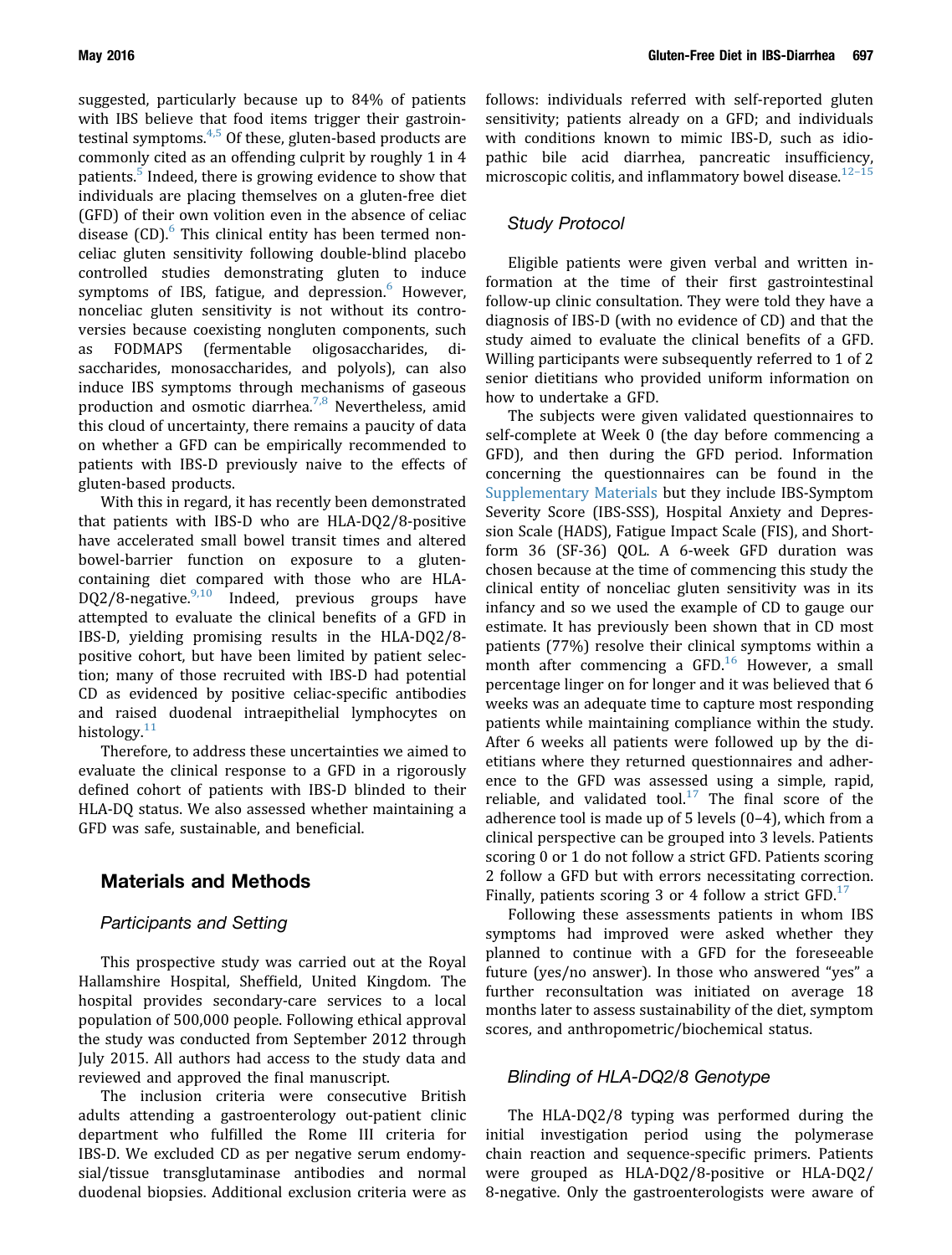suggested, particularly because up to 84% of patients with IBS believe that food items trigger their gastrointestinal symptoms.[4,5] Of these, gluten-based products are commonly cited as an offending culprit by roughly 1 in 4 patients.[5] Indeed, there is growing evidence to show that individuals are placing themselves on a gluten-free diet (GFD) of their own volition even in the absence of celiac disease (CD).[6] This clinical entity has been termed nonceliac gluten sensitivity following double-blind placebo controlled studies demonstrating gluten to induce symptoms of IBS, fatigue, and depression.[6] However, nonceliac gluten sensitivity is not without its controversies because coexisting nongluten components, such as FODMAPS (fermentable oligosaccharides, disaccharides, monosaccharides, and polyols), can also induce IBS symptoms through mechanisms of gaseous production and osmotic diarrhea.[7,8] Nevertheless, amid this cloud of uncertainty, there remains a paucity of data on whether a GFD can be empirically recommended to patients with IBS-D previously naive to the effects of gluten-based products.

With this in regard, it has recently been demonstrated that patients with IBS-D who are HLA-DQ2/8-positive have accelerated small bowel transit times and altered bowel-barrier function on exposure to a gluten-containing diet compared with those who are HLA-DQ2/8-negative.[9,10] Indeed, previous groups have attempted to evaluate the clinical benefits of a GFD in IBS-D, yielding promising results in the HLA-DQ2/8-positive cohort, but have been limited by patient selection; many of those recruited with IBS-D had potential CD as evidenced by positive celiac-specific antibodies and raised duodenal intraepithelial lymphocytes on histology.[11]

Therefore, to address these uncertainties we aimed to evaluate the clinical response to a GFD in a rigorously defined cohort of patients with IBS-D blinded to their HLA-DQ status. We also assessed whether maintaining a GFD was safe, sustainable, and beneficial.

## Materials and Methods

### Participants and Setting

This prospective study was carried out at the Royal Hallamshire Hospital, Sheffield, United Kingdom. The hospital provides secondary-care services to a local population of 500,000 people. Following ethical approval the study was conducted from September 2012 through July 2015. All authors had access to the study data and reviewed and approved the final manuscript.

The inclusion criteria were consecutive British adults attending a gastroenterology out-patient clinic department who fulfilled the Rome III criteria for IBS-D. We excluded CD as per negative serum endomysial/tissue transglutaminase antibodies and normal duodenal biopsies. Additional exclusion criteria were as follows: individuals referred with self-reported gluten sensitivity; patients already on a GFD; and individuals with conditions known to mimic IBS-D, such as idiopathic bile acid diarrhea, pancreatic insufficiency, microscopic colitis, and inflammatory bowel disease.[12–15]

### Study Protocol

Eligible patients were given verbal and written information at the time of their first gastrointestinal follow-up clinic consultation. They were told they have a diagnosis of IBS-D (with no evidence of CD) and that the study aimed to evaluate the clinical benefits of a GFD. Willing participants were subsequently referred to 1 of 2 senior dietitians who provided uniform information on how to undertake a GFD.

The subjects were given validated questionnaires to self-complete at Week 0 (the day before commencing a GFD), and then during the GFD period. Information concerning the questionnaires can be found in the Supplementary Materials but they include IBS-Symptom Severity Score (IBS-SSS), Hospital Anxiety and Depression Scale (HADS), Fatigue Impact Scale (FIS), and Short-form 36 (SF-36) QOL. A 6-week GFD duration was chosen because at the time of commencing this study the clinical entity of nonceliac gluten sensitivity was in its infancy and so we used the example of CD to gauge our estimate. It has previously been shown that in CD most patients (77%) resolve their clinical symptoms within a month after commencing a GFD.[16] However, a small percentage linger on for longer and it was believed that 6 weeks was an adequate time to capture most responding patients while maintaining compliance within the study. After 6 weeks all patients were followed up by the dietitians where they returned questionnaires and adherence to the GFD was assessed using a simple, rapid, reliable, and validated tool.[17] The final score of the adherence tool is made up of 5 levels (0–4), which from a clinical perspective can be grouped into 3 levels. Patients scoring 0 or 1 do not follow a strict GFD. Patients scoring 2 follow a GFD but with errors necessitating correction. Finally, patients scoring 3 or 4 follow a strict GFD.[17]

Following these assessments patients in whom IBS symptoms had improved were asked whether they planned to continue with a GFD for the foreseeable future (yes/no answer). In those who answered "yes" a further reconsultation was initiated on average 18 months later to assess sustainability of the diet, symptom scores, and anthropometric/biochemical status.

### Blinding of HLA-DQ2/8 Genotype

The HLA-DQ2/8 typing was performed during the initial investigation period using the polymerase chain reaction and sequence-specific primers. Patients were grouped as HLA-DQ2/8-positive or HLA-DQ2/8-negative. Only the gastroenterologists were aware of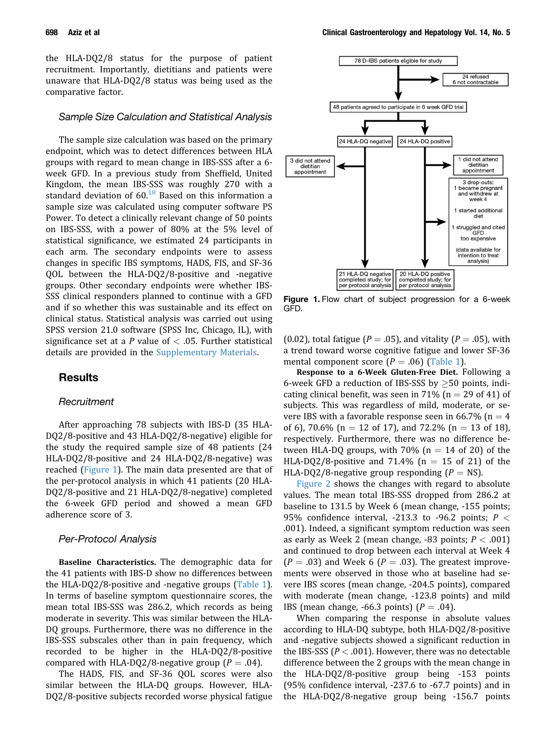the HLA-DQ2/8 status for the purpose of patient recruitment. Importantly, dietitians and patients were unaware that HLA-DQ2/8 status was being used as the comparative factor.

### Sample Size Calculation and Statistical Analysis

The sample size calculation was based on the primary endpoint, which was to detect differences between HLA groups with regard to mean change in IBS-SSS after a 6-week GFD. In a previous study from Sheffield, United Kingdom, the mean IBS-SSS was roughly 270 with a standard deviation of 60.[18] Based on this information a sample size was calculated using computer software PS Power. To detect a clinically relevant change of 50 points on IBS-SSS, with a power of 80% at the 5% level of statistical significance, we estimated 24 participants in each arm. The secondary endpoints were to assess changes in specific IBS symptoms, HADS, FIS, and SF-36 QOL between the HLA-DQ2/8-positive and -negative groups. Other secondary endpoints were whether IBS-SSS clinical responders planned to continue with a GFD and if so whether this was sustainable and its effect on clinical status. Statistical analysis was carried out using SPSS version 21.0 software (SPSS Inc, Chicago, IL), with significance set at a $P$ value of $< .05$. Further statistical details are provided in the Supplementary Materials.

## Results

### Recruitment

After approaching 78 subjects with IBS-D (35 HLA-DQ2/8-positive and 43 HLA-DQ2/8-negative) eligible for the study the required sample size of 48 patients (24 HLA-DQ2/8-positive and 24 HLA-DQ2/8-negative) was reached (Figure 1). The main data presented are that of the per-protocol analysis in which 41 patients (20 HLA-DQ2/8-positive and 21 HLA-DQ2/8-negative) completed the 6-week GFD period and showed a mean GFD adherence score of 3.

78 D-IBS patients eligible for study

24 refused
6 not contractable

48 patients agreed to participate in 6 week GFD trial

24 HLA-DQ negative | 24 HLA-DQ positive

3 did not attend dietitian appointment

1 did not attend dietitian appointment

3 drop-outs:
1 became pregnant and withdrew at week 4
1 started additional diet
1 struggled and cited GFD too expensive
(data available for intention to treat analysis)

21 HLA-DQ negative completed study; for per protocol analysis

20 HLA-DQ positive completed study; for per protocol analysis

**Figure 1.** Flow chart of subject progression for a 6-week GFD.

### Per-Protocol Analysis

**Baseline Characteristics.** The demographic data for the 41 patients with IBS-D show no differences between the HLA-DQ2/8-positive and -negative groups (Table 1). In terms of baseline symptom questionnaire scores, the mean total IBS-SSS was 286.2, which records as being moderate in severity. This was similar between the HLA-DQ groups. Furthermore, there was no difference in the IBS-SSS subscales other than in pain frequency, which recorded to be higher in the HLA-DQ2/8-positive compared with HLA-DQ2/8-negative group ($P = .04$).

The HADS, FIS, and SF-36 QOL scores were also similar between the HLA-DQ groups. However, HLA-DQ2/8-positive subjects recorded worse physical fatigue (0.02), total fatigue ($P = .05$), and vitality ($P = .05$), with a trend toward worse cognitive fatigue and lower SF-36 mental component score ($P = .06$) (Table 1).

**Response to a 6-Week Gluten-Free Diet.** Following a 6-week GFD a reduction of IBS-SSS by $\geq$50 points, indicating clinical benefit, was seen in 71% (n = 29 of 41) of subjects. This was regardless of mild, moderate, or severe IBS with a favorable response seen in 66.7% (n = 4 of 6), 70.6% (n = 12 of 17), and 72.2% (n = 13 of 18), respectively. Furthermore, there was no difference between HLA-DQ groups, with 70% (n = 14 of 20) of the HLA-DQ2/8-positive and 71.4% (n = 15 of 21) of the HLA-DQ2/8-negative group responding ($P$ = NS).

Figure 2 shows the changes with regard to absolute values. The mean total IBS-SSS dropped from 286.2 at baseline to 131.5 by Week 6 (mean change, -155 points; 95% confidence interval, -213.3 to -96.2 points; $P < .001$). Indeed, a significant symptom reduction was seen as early as Week 2 (mean change, -83 points; $P < .001$) and continued to drop between each interval at Week 4 ($P = .03$) and Week 6 ($P = .03$). The greatest improvements were observed in those who at baseline had severe IBS scores (mean change, -204.5 points), compared with moderate (mean change, -123.8 points) and mild IBS (mean change, -66.3 points) ($P = .04$).

When comparing the response in absolute values according to HLA-DQ subtype, both HLA-DQ2/8-positive and -negative subjects showed a significant reduction in the IBS-SSS ($P < .001$). However, there was no detectable difference between the 2 groups with the mean change in the HLA-DQ2/8-positive group being -153 points (95% confidence interval, -237.6 to -67.7 points) and in the HLA-DQ2/8-negative group being -156.7 points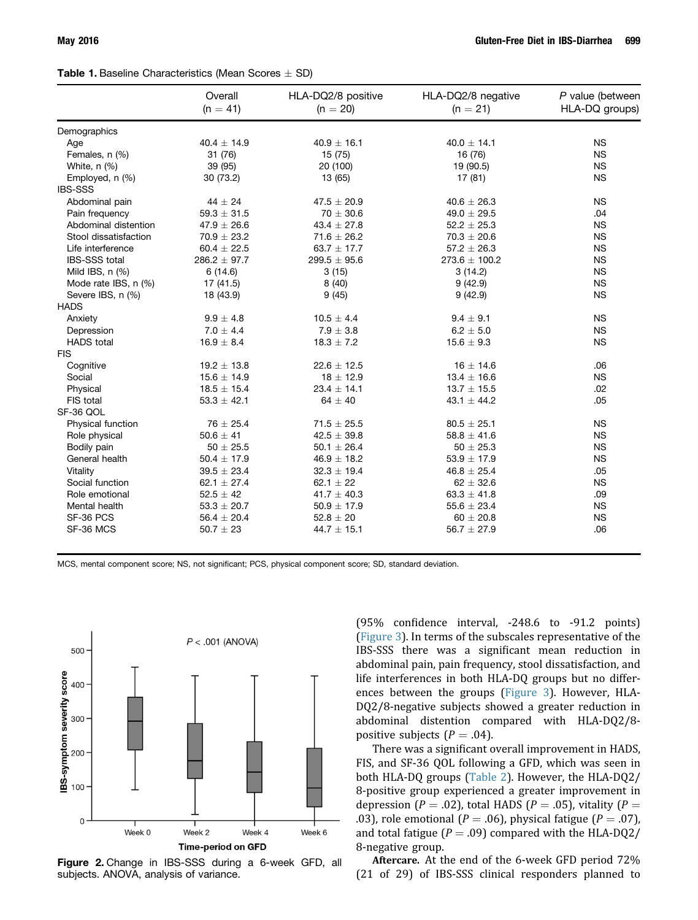**Table 1.** Baseline Characteristics (Mean Scores ± SD)

| | Overall (n = 41) | HLA-DQ2/8 positive (n = 20) | HLA-DQ2/8 negative (n = 21) | *P* value (between HLA-DQ groups) |
|---|---|---|---|---|
| Demographics | | | | |
| Age | 40.4 ± 14.9 | 40.9 ± 16.1 | 40.0 ± 14.1 | NS |
| Females, n (%) | 31 (76) | 15 (75) | 16 (76) | NS |
| White, n (%) | 39 (95) | 20 (100) | 19 (90.5) | NS |
| Employed, n (%) | 30 (73.2) | 13 (65) | 17 (81) | NS |
| IBS-SSS | | | | |
| Abdominal pain | 44 ± 24 | 47.5 ± 20.9 | 40.6 ± 26.3 | NS |
| Pain frequency | 59.3 ± 31.5 | 70 ± 30.6 | 49.0 ± 29.5 | .04 |
| Abdominal distention | 47.9 ± 26.6 | 43.4 ± 27.8 | 52.2 ± 25.3 | NS |
| Stool dissatisfaction | 70.9 ± 23.2 | 71.6 ± 26.2 | 70.3 ± 20.6 | NS |
| Life interference | 60.4 ± 22.5 | 63.7 ± 17.7 | 57.2 ± 26.3 | NS |
| IBS-SSS total | 286.2 ± 97.7 | 299.5 ± 95.6 | 273.6 ± 100.2 | NS |
| Mild IBS, n (%) | 6 (14.6) | 3 (15) | 3 (14.2) | NS |
| Mode rate IBS, n (%) | 17 (41.5) | 8 (40) | 9 (42.9) | NS |
| Severe IBS, n (%) | 18 (43.9) | 9 (45) | 9 (42.9) | NS |
| HADS | | | | |
| Anxiety | 9.9 ± 4.8 | 10.5 ± 4.4 | 9.4 ± 9.1 | NS |
| Depression | 7.0 ± 4.4 | 7.9 ± 3.8 | 6.2 ± 5.0 | NS |
| HADS total | 16.9 ± 8.4 | 18.3 ± 7.2 | 15.6 ± 9.3 | NS |
| FIS | | | | |
| Cognitive | 19.2 ± 13.8 | 22.6 ± 12.5 | 16 ± 14.6 | .06 |
| Social | 15.6 ± 14.9 | 18 ± 12.9 | 13.4 ± 16.6 | NS |
| Physical | 18.5 ± 15.4 | 23.4 ± 14.1 | 13.7 ± 15.5 | .02 |
| FIS total | 53.3 ± 42.1 | 64 ± 40 | 43.1 ± 44.2 | .05 |
| SF-36 QOL | | | | |
| Physical function | 76 ± 25.4 | 71.5 ± 25.5 | 80.5 ± 25.1 | NS |
| Role physical | 50.6 ± 41 | 42.5 ± 39.8 | 58.8 ± 41.6 | NS |
| Bodily pain | 50 ± 25.5 | 50.1 ± 26.4 | 50 ± 25.3 | NS |
| General health | 50.4 ± 17.9 | 46.9 ± 18.2 | 53.9 ± 17.9 | NS |
| Vitality | 39.5 ± 23.4 | 32.3 ± 19.4 | 46.8 ± 25.4 | .05 |
| Social function | 62.1 ± 27.4 | 62.1 ± 22 | 62 ± 32.6 | NS |
| Role emotional | 52.5 ± 42 | 41.7 ± 40.3 | 63.3 ± 41.8 | .09 |
| Mental health | 53.3 ± 20.7 | 50.9 ± 17.9 | 55.6 ± 23.4 | NS |
| SF-36 PCS | 56.4 ± 20.4 | 52.8 ± 20 | 60 ± 20.8 | NS |
| SF-36 MCS | 50.7 ± 23 | 44.7 ± 15.1 | 56.7 ± 27.9 | .06 |

MCS, mental component score; NS, not significant; PCS, physical component score; SD, standard deviation.

**Figure 2.** Change in IBS-SSS during a 6-week GFD, all subjects. ANOVA, analysis of variance.

(95% confidence interval, -248.6 to -91.2 points) (Figure 3). In terms of the subscales representative of the IBS-SSS there was a significant mean reduction in abdominal pain, pain frequency, stool dissatisfaction, and life interferences in both HLA-DQ groups but no differences between the groups (Figure 3). However, HLA-DQ2/8-negative subjects showed a greater reduction in abdominal distention compared with HLA-DQ2/8-positive subjects ($P = .04$).

There was a significant overall improvement in HADS, FIS, and SF-36 QOL following a GFD, which was seen in both HLA-DQ groups (Table 2). However, the HLA-DQ2/8-positive group experienced a greater improvement in depression ($P = .02$), total HADS ($P = .05$), vitality ($P = .03$), role emotional ($P = .06$), physical fatigue ($P = .07$), and total fatigue ($P = .09$) compared with the HLA-DQ2/8-negative group.

**Aftercare.** At the end of the 6-week GFD period 72% (21 of 29) of IBS-SSS clinical responders planned to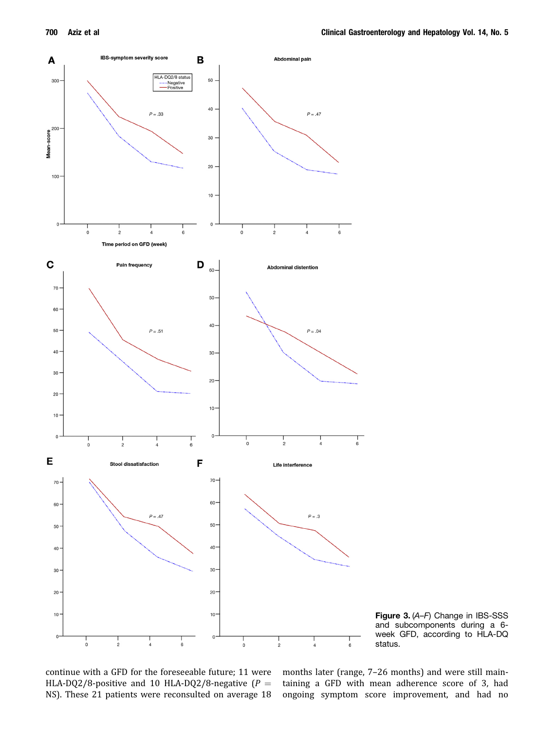Figure 3. (*A–F*) Change in IBS-SSS and subcomponents during a 6-week GFD, according to HLA-DQ status.

continue with a GFD for the foreseeable future; 11 were HLA-DQ2/8-positive and 10 HLA-DQ2/8-negative ($P$ = NS). These 21 patients were reconsulted on average 18 months later (range, 7–26 months) and were still maintaining a GFD with mean adherence score of 3, had ongoing symptom score improvement, and had no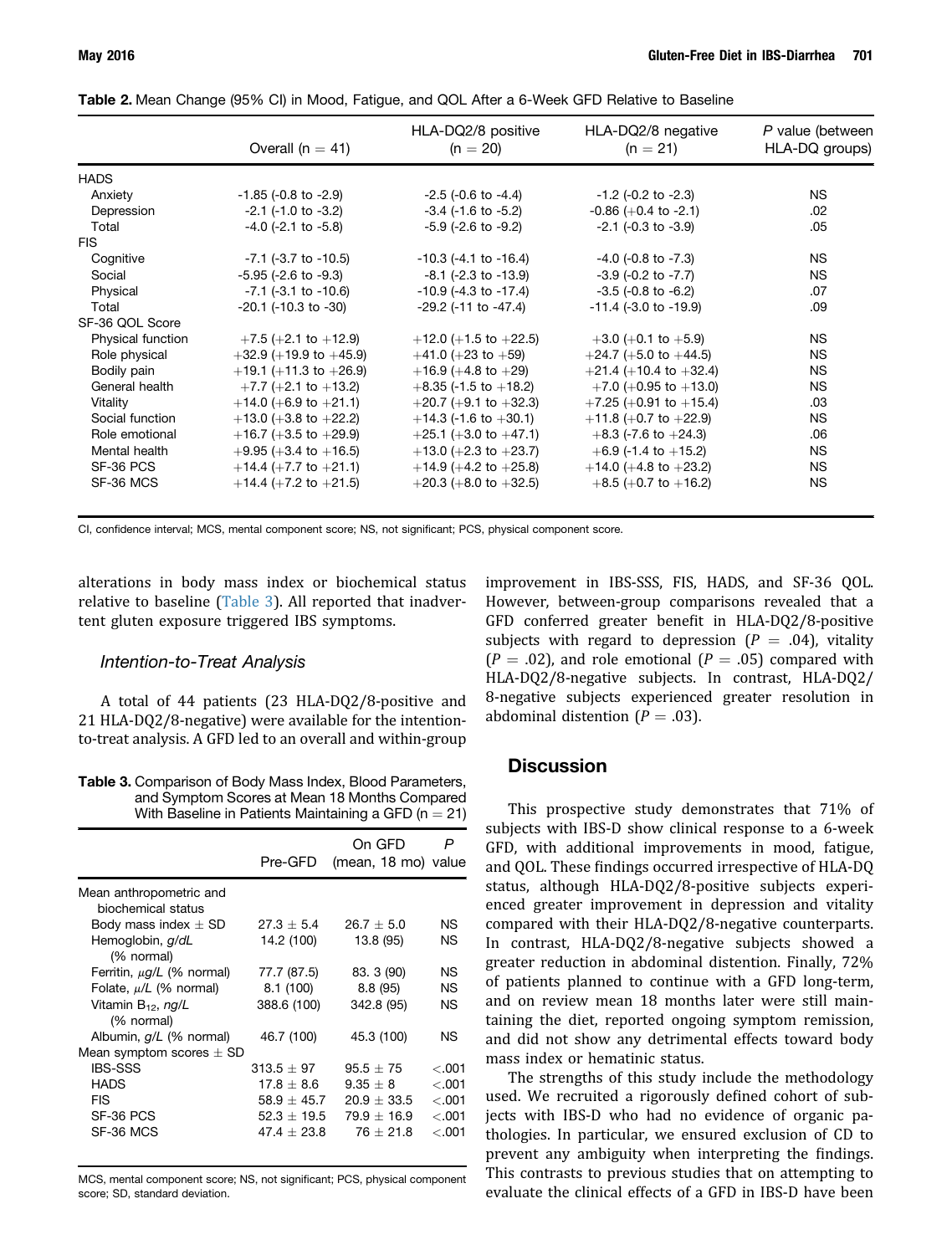**Table 2.** Mean Change (95% CI) in Mood, Fatigue, and QOL After a 6-Week GFD Relative to Baseline

| | Overall (n = 41) | HLA-DQ2/8 positive (n = 20) | HLA-DQ2/8 negative (n = 21) | *P* value (between HLA-DQ groups) |
|---|---|---|---|---|
| HADS | | | | |
| Anxiety | -1.85 (-0.8 to -2.9) | -2.5 (-0.6 to -4.4) | -1.2 (-0.2 to -2.3) | NS |
| Depression | -2.1 (-1.0 to -3.2) | -3.4 (-1.6 to -5.2) | -0.86 (+0.4 to -2.1) | .02 |
| Total | -4.0 (-2.1 to -5.8) | -5.9 (-2.6 to -9.2) | -2.1 (-0.3 to -3.9) | .05 |
| FIS | | | | |
| Cognitive | -7.1 (-3.7 to -10.5) | -10.3 (-4.1 to -16.4) | -4.0 (-0.8 to -7.3) | NS |
| Social | -5.95 (-2.6 to -9.3) | -8.1 (-2.3 to -13.9) | -3.9 (-0.2 to -7.7) | NS |
| Physical | -7.1 (-3.1 to -10.6) | -10.9 (-4.3 to -17.4) | -3.5 (-0.8 to -6.2) | .07 |
| Total | -20.1 (-10.3 to -30) | -29.2 (-11 to -47.4) | -11.4 (-3.0 to -19.9) | .09 |
| SF-36 QOL Score | | | | |
| Physical function | +7.5 (+2.1 to +12.9) | +12.0 (+1.5 to +22.5) | +3.0 (+0.1 to +5.9) | NS |
| Role physical | +32.9 (+19.9 to +45.9) | +41.0 (+23 to +59) | +24.7 (+5.0 to +44.5) | NS |
| Bodily pain | +19.1 (+11.3 to +26.9) | +16.9 (+4.8 to +29) | +21.4 (+10.4 to +32.4) | NS |
| General health | +7.7 (+2.1 to +13.2) | +8.35 (-1.5 to +18.2) | +7.0 (+0.95 to +13.0) | NS |
| Vitality | +14.0 (+6.9 to +21.1) | +20.7 (+9.1 to +32.3) | +7.25 (+0.91 to +15.4) | .03 |
| Social function | +13.0 (+3.8 to +22.2) | +14.3 (-1.6 to +30.1) | +11.8 (+0.7 to +22.9) | NS |
| Role emotional | +16.7 (+3.5 to +29.9) | +25.1 (+3.0 to +47.1) | +8.3 (-7.6 to +24.3) | .06 |
| Mental health | +9.95 (+3.4 to +16.5) | +13.0 (+2.3 to +23.7) | +6.9 (-1.4 to +15.2) | NS |
| SF-36 PCS | +14.4 (+7.7 to +21.1) | +14.9 (+4.2 to +25.8) | +14.0 (+4.8 to +23.2) | NS |
| SF-36 MCS | +14.4 (+7.2 to +21.5) | +20.3 (+8.0 to +32.5) | +8.5 (+0.7 to +16.2) | NS |

CI, confidence interval; MCS, mental component score; NS, not significant; PCS, physical component score.

alterations in body mass index or biochemical status relative to baseline (Table 3). All reported that inadvertent gluten exposure triggered IBS symptoms.

### *Intention-to-Treat Analysis*

A total of 44 patients (23 HLA-DQ2/8-positive and 21 HLA-DQ2/8-negative) were available for the intention-to-treat analysis. A GFD led to an overall and within-group improvement in IBS-SSS, FIS, HADS, and SF-36 QOL. However, between-group comparisons revealed that a GFD conferred greater benefit in HLA-DQ2/8-positive subjects with regard to depression ($P$ = .04), vitality ($P$ = .02), and role emotional ($P$ = .05) compared with HLA-DQ2/8-negative subjects. In contrast, HLA-DQ2/8-negative subjects experienced greater resolution in abdominal distention ($P$ = .03).

**Table 3.** Comparison of Body Mass Index, Blood Parameters, and Symptom Scores at Mean 18 Months Compared With Baseline in Patients Maintaining a GFD (n = 21)

| | Pre-GFD | On GFD (mean, 18 mo) | *P* value |
|---|---|---|---|
| Mean anthropometric and biochemical status | | | |
| Body mass index ± SD | 27.3 ± 5.4 | 26.7 ± 5.0 | NS |
| Hemoglobin, *g/dL* (% normal) | 14.2 (100) | 13.8 (95) | NS |
| Ferritin, *μg/L* (% normal) | 77.7 (87.5) | 83. 3 (90) | NS |
| Folate, *μ/L* (% normal) | 8.1 (100) | 8.8 (95) | NS |
| Vitamin $B_{12}$, *ng/L* (% normal) | 388.6 (100) | 342.8 (95) | NS |
| Albumin, *g/L* (% normal) | 46.7 (100) | 45.3 (100) | NS |
| Mean symptom scores ± SD | | | |
| IBS-SSS | 313.5 ± 97 | 95.5 ± 75 | <.001 |
| HADS | 17.8 ± 8.6 | 9.35 ± 8 | <.001 |
| FIS | 58.9 ± 45.7 | 20.9 ± 33.5 | <.001 |
| SF-36 PCS | 52.3 ± 19.5 | 79.9 ± 16.9 | <.001 |
| SF-36 MCS | 47.4 ± 23.8 | 76 ± 21.8 | <.001 |

MCS, mental component score; NS, not significant; PCS, physical component score; SD, standard deviation.

## Discussion

This prospective study demonstrates that 71% of subjects with IBS-D show clinical response to a 6-week GFD, with additional improvements in mood, fatigue, and QOL. These findings occurred irrespective of HLA-DQ status, although HLA-DQ2/8-positive subjects experienced greater improvement in depression and vitality compared with their HLA-DQ2/8-negative counterparts. In contrast, HLA-DQ2/8-negative subjects showed a greater reduction in abdominal distention. Finally, 72% of patients planned to continue with a GFD long-term, and on review mean 18 months later were still maintaining the diet, reported ongoing symptom remission, and did not show any detrimental effects toward body mass index or hematinic status.

The strengths of this study include the methodology used. We recruited a rigorously defined cohort of subjects with IBS-D who had no evidence of organic pathologies. In particular, we ensured exclusion of CD to prevent any ambiguity when interpreting the findings. This contrasts to previous studies that on attempting to evaluate the clinical effects of a GFD in IBS-D have been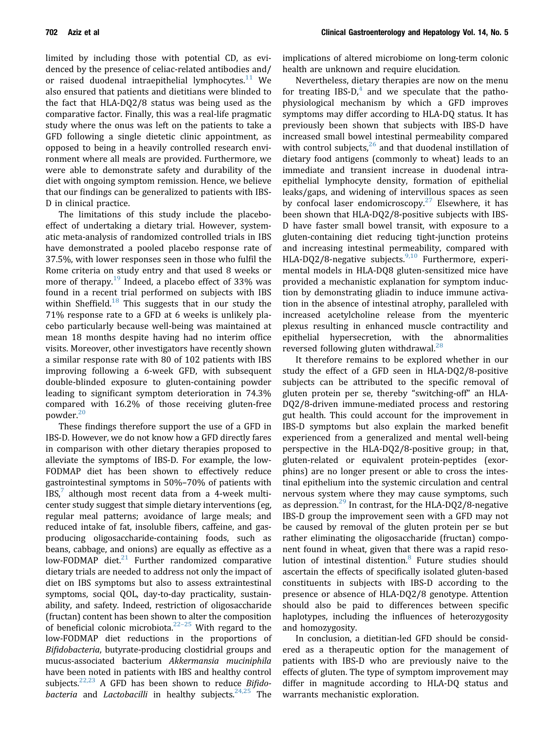limited by including those with potential CD, as evidenced by the presence of celiac-related antibodies and/or raised duodenal intraepithelial lymphocytes.[11] We also ensured that patients and dietitians were blinded to the fact that HLA-DQ2/8 status was being used as the comparative factor. Finally, this was a real-life pragmatic study where the onus was left on the patients to take a GFD following a single dietetic clinic appointment, as opposed to being in a heavily controlled research environment where all meals are provided. Furthermore, we were able to demonstrate safety and durability of the diet with ongoing symptom remission. Hence, we believe that our findings can be generalized to patients with IBS-D in clinical practice.

The limitations of this study include the placebo-effect of undertaking a dietary trial. However, systematic meta-analysis of randomized controlled trials in IBS have demonstrated a pooled placebo response rate of 37.5%, with lower responses seen in those who fulfil the Rome criteria on study entry and that used 8 weeks or more of therapy.[19] Indeed, a placebo effect of 33% was found in a recent trial performed on subjects with IBS within Sheffield.[18] This suggests that in our study the 71% response rate to a GFD at 6 weeks is unlikely placebo particularly because well-being was maintained at mean 18 months despite having had no interim office visits. Moreover, other investigators have recently shown a similar response rate with 80 of 102 patients with IBS improving following a 6-week GFD, with subsequent double-blinded exposure to gluten-containing powder leading to significant symptom deterioration in 74.3% compared with 16.2% of those receiving gluten-free powder.[20]

These findings therefore support the use of a GFD in IBS-D. However, we do not know how a GFD directly fares in comparison with other dietary therapies proposed to alleviate the symptoms of IBS-D. For example, the low-FODMAP diet has been shown to effectively reduce gastrointestinal symptoms in 50%–70% of patients with IBS,[7] although most recent data from a 4-week multicenter study suggest that simple dietary interventions (eg, regular meal patterns; avoidance of large meals; and reduced intake of fat, insoluble fibers, caffeine, and gas-producing oligosaccharide-containing foods, such as beans, cabbage, and onions) are equally as effective as a low-FODMAP diet.[21] Further randomized comparative dietary trials are needed to address not only the impact of diet on IBS symptoms but also to assess extraintestinal symptoms, social QOL, day-to-day practicality, sustainability, and safety. Indeed, restriction of oligosaccharide (fructan) content has been shown to alter the composition of beneficial colonic microbiota.[22–25] With regard to the low-FODMAP diet reductions in the proportions of *Bifidobacteria*, butyrate-producing clostridial groups and mucus-associated bacterium *Akkermansia muciniphila* have been noted in patients with IBS and healthy control subjects.[22,23] A GFD has been shown to reduce *Bifidobacteria* and *Lactobacilli* in healthy subjects.[24,25] The implications of altered microbiome on long-term colonic health are unknown and require elucidation.

Nevertheless, dietary therapies are now on the menu for treating IBS-D,[4] and we speculate that the pathophysiological mechanism by which a GFD improves symptoms may differ according to HLA-DQ status. It has previously been shown that subjects with IBS-D have increased small bowel intestinal permeability compared with control subjects,[26] and that duodenal instillation of dietary food antigens (commonly to wheat) leads to an immediate and transient increase in duodenal intraepithelial lymphocyte density, formation of epithelial leaks/gaps, and widening of intervillous spaces as seen by confocal laser endomicroscopy.[27] Elsewhere, it has been shown that HLA-DQ2/8-positive subjects with IBS-D have faster small bowel transit, with exposure to a gluten-containing diet reducing tight-junction proteins and increasing intestinal permeability, compared with HLA-DQ2/8-negative subjects.[9,10] Furthermore, experimental models in HLA-DQ8 gluten-sensitized mice have provided a mechanistic explanation for symptom induction by demonstrating gliadin to induce immune activation in the absence of intestinal atrophy, paralleled with increased acetylcholine release from the myenteric plexus resulting in enhanced muscle contractility and epithelial hypersecretion, with the abnormalities reversed following gluten withdrawal.[28]

It therefore remains to be explored whether in our study the effect of a GFD seen in HLA-DQ2/8-positive subjects can be attributed to the specific removal of gluten protein per se, thereby "switching-off" an HLA-DQ2/8-driven immune-mediated process and restoring gut health. This could account for the improvement in IBS-D symptoms but also explain the marked benefit experienced from a generalized and mental well-being perspective in the HLA-DQ2/8-positive group; in that, gluten-related or equivalent protein-peptides (exorphins) are no longer present or able to cross the intestinal epithelium into the systemic circulation and central nervous system where they may cause symptoms, such as depression.[29] In contrast, for the HLA-DQ2/8-negative IBS-D group the improvement seen with a GFD may not be caused by removal of the gluten protein per se but rather eliminating the oligosaccharide (fructan) component found in wheat, given that there was a rapid resolution of intestinal distention.[8] Future studies should ascertain the effects of specifically isolated gluten-based constituents in subjects with IBS-D according to the presence or absence of HLA-DQ2/8 genotype. Attention should also be paid to differences between specific haplotypes, including the influences of heterozygosity and homozygosity.

In conclusion, a dietitian-led GFD should be considered as a therapeutic option for the management of patients with IBS-D who are previously naive to the effects of gluten. The type of symptom improvement may differ in magnitude according to HLA-DQ status and warrants mechanistic exploration.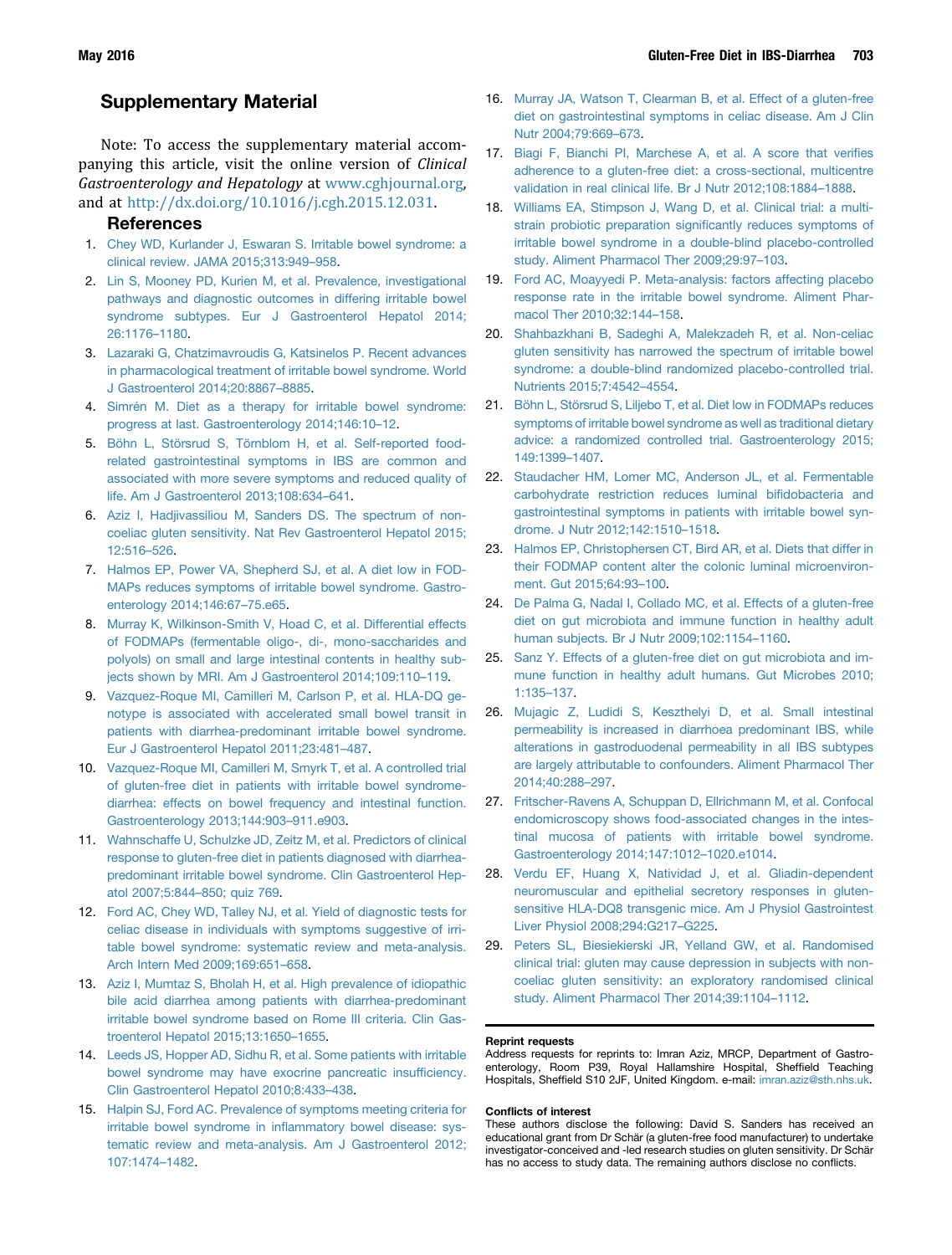## Supplementary Material

Note: To access the supplementary material accompanying this article, visit the online version of *Clinical Gastroenterology and Hepatology* at www.cghjournal.org, and at http://dx.doi.org/10.1016/j.cgh.2015.12.031.

## References

1. Chey WD, Kurlander J, Eswaran S. Irritable bowel syndrome: a clinical review. JAMA 2015;313:949–958.
2. Lin S, Mooney PD, Kurien M, et al. Prevalence, investigational pathways and diagnostic outcomes in differing irritable bowel syndrome subtypes. Eur J Gastroenterol Hepatol 2014;26:1176–1180.
3. Lazaraki G, Chatzimavroudis G, Katsinelos P. Recent advances in pharmacological treatment of irritable bowel syndrome. World J Gastroenterol 2014;20:8867–8885.
4. Simrén M. Diet as a therapy for irritable bowel syndrome: progress at last. Gastroenterology 2014;146:10–12.
5. Böhn L, Störsrud S, Törnblom H, et al. Self-reported food-related gastrointestinal symptoms in IBS are common and associated with more severe symptoms and reduced quality of life. Am J Gastroenterol 2013;108:634–641.
6. Aziz I, Hadjivassiliou M, Sanders DS. The spectrum of non-coeliac gluten sensitivity. Nat Rev Gastroenterol Hepatol 2015;12:516–526.
7. Halmos EP, Power VA, Shepherd SJ, et al. A diet low in FODMAPs reduces symptoms of irritable bowel syndrome. Gastroenterology 2014;146:67–75.e65.
8. Murray K, Wilkinson-Smith V, Hoad C, et al. Differential effects of FODMAPs (fermentable oligo-, di-, mono-saccharides and polyols) on small and large intestinal contents in healthy subjects shown by MRI. Am J Gastroenterol 2014;109:110–119.
9. Vazquez-Roque MI, Camilleri M, Carlson P, et al. HLA-DQ genotype is associated with accelerated small bowel transit in patients with diarrhea-predominant irritable bowel syndrome. Eur J Gastroenterol Hepatol 2011;23:481–487.
10. Vazquez-Roque MI, Camilleri M, Smyrk T, et al. A controlled trial of gluten-free diet in patients with irritable bowel syndrome-diarrhea: effects on bowel frequency and intestinal function. Gastroenterology 2013;144:903–911.e903.
11. Wahnschaffe U, Schulzke JD, Zeitz M, et al. Predictors of clinical response to gluten-free diet in patients diagnosed with diarrhea-predominant irritable bowel syndrome. Clin Gastroenterol Hepatol 2007;5:844–850; quiz 769.
12. Ford AC, Chey WD, Talley NJ, et al. Yield of diagnostic tests for celiac disease in individuals with symptoms suggestive of irritable bowel syndrome: systematic review and meta-analysis. Arch Intern Med 2009;169:651–658.
13. Aziz I, Mumtaz S, Bholah H, et al. High prevalence of idiopathic bile acid diarrhea among patients with diarrhea-predominant irritable bowel syndrome based on Rome III criteria. Clin Gastroenterol Hepatol 2015;13:1650–1655.
14. Leeds JS, Hopper AD, Sidhu R, et al. Some patients with irritable bowel syndrome may have exocrine pancreatic insufficiency. Clin Gastroenterol Hepatol 2010;8:433–438.
15. Halpin SJ, Ford AC. Prevalence of symptoms meeting criteria for irritable bowel syndrome in inflammatory bowel disease: systematic review and meta-analysis. Am J Gastroenterol 2012;107:1474–1482.
16. Murray JA, Watson T, Clearman B, et al. Effect of a gluten-free diet on gastrointestinal symptoms in celiac disease. Am J Clin Nutr 2004;79:669–673.
17. Biagi F, Bianchi PI, Marchese A, et al. A score that verifies adherence to a gluten-free diet: a cross-sectional, multicentre validation in real clinical life. Br J Nutr 2012;108:1884–1888.
18. Williams EA, Stimpson J, Wang D, et al. Clinical trial: a multistrain probiotic preparation significantly reduces symptoms of irritable bowel syndrome in a double-blind placebo-controlled study. Aliment Pharmacol Ther 2009;29:97–103.
19. Ford AC, Moayyedi P. Meta-analysis: factors affecting placebo response rate in the irritable bowel syndrome. Aliment Pharmacol Ther 2010;32:144–158.
20. Shahbazkhani B, Sadeghi A, Malekzadeh R, et al. Non-celiac gluten sensitivity has narrowed the spectrum of irritable bowel syndrome: a double-blind randomized placebo-controlled trial. Nutrients 2015;7:4542–4554.
21. Böhn L, Störsrud S, Liljebo T, et al. Diet low in FODMAPs reduces symptoms of irritable bowel syndrome as well as traditional dietary advice: a randomized controlled trial. Gastroenterology 2015;149:1399–1407.
22. Staudacher HM, Lomer MC, Anderson JL, et al. Fermentable carbohydrate restriction reduces luminal bifidobacteria and gastrointestinal symptoms in patients with irritable bowel syndrome. J Nutr 2012;142:1510–1518.
23. Halmos EP, Christophersen CT, Bird AR, et al. Diets that differ in their FODMAP content alter the colonic luminal microenvironment. Gut 2015;64:93–100.
24. De Palma G, Nadal I, Collado MC, et al. Effects of a gluten-free diet on gut microbiota and immune function in healthy adult human subjects. Br J Nutr 2009;102:1154–1160.
25. Sanz Y. Effects of a gluten-free diet on gut microbiota and immune function in healthy adult humans. Gut Microbes 2010;1:135–137.
26. Mujagic Z, Ludidi S, Keszthelyi D, et al. Small intestinal permeability is increased in diarrhoea predominant IBS, while alterations in gastroduodenal permeability in all IBS subtypes are largely attributable to confounders. Aliment Pharmacol Ther 2014;40:288–297.
27. Fritscher-Ravens A, Schuppan D, Ellrichmann M, et al. Confocal endomicroscopy shows food-associated changes in the intestinal mucosa of patients with irritable bowel syndrome. Gastroenterology 2014;147:1012–1020.e1014.
28. Verdu EF, Huang X, Natividad J, et al. Gliadin-dependent neuromuscular and epithelial secretory responses in gluten-sensitive HLA-DQ8 transgenic mice. Am J Physiol Gastrointest Liver Physiol 2008;294:G217–G225.
29. Peters SL, Biesiekierski JR, Yelland GW, et al. Randomised clinical trial: gluten may cause depression in subjects with non-coeliac gluten sensitivity: an exploratory randomised clinical study. Aliment Pharmacol Ther 2014;39:1104–1112.

**Reprint requests**

Address requests for reprints to: Imran Aziz, MRCP, Department of Gastroenterology, Room P39, Royal Hallamshire Hospital, Sheffield Teaching Hospitals, Sheffield S10 2JF, United Kingdom. e-mail: imran.aziz@sth.nhs.uk.

**Conflicts of interest**

These authors disclose the following: David S. Sanders has received an educational grant from Dr Schär (a gluten-free food manufacturer) to undertake investigator-conceived and -led research studies on gluten sensitivity. Dr Schär has no access to study data. The remaining authors disclose no conflicts.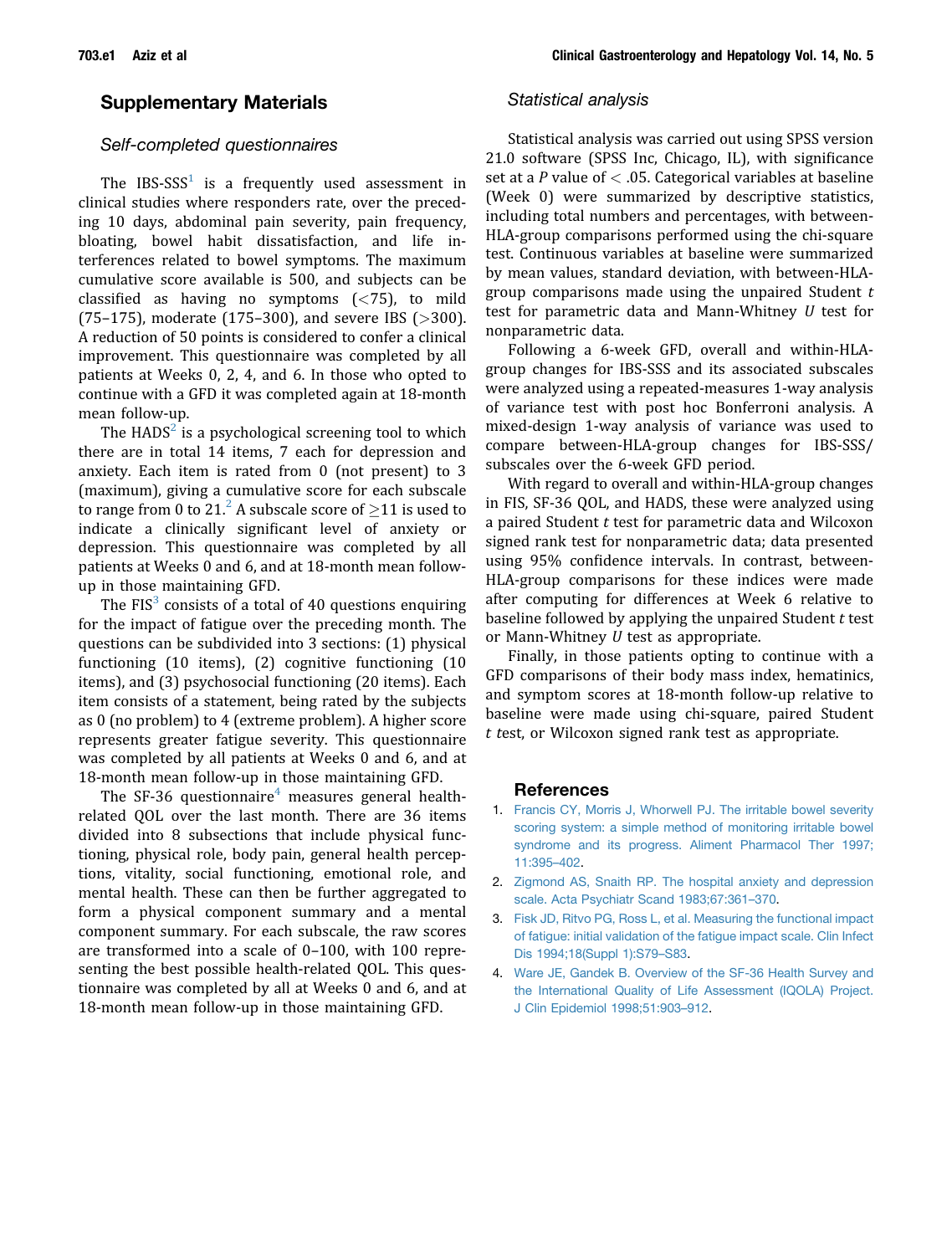## Supplementary Materials

### Self-completed questionnaires

The IBS-SSS[1] is a frequently used assessment in clinical studies where responders rate, over the preceding 10 days, abdominal pain severity, pain frequency, bloating, bowel habit dissatisfaction, and life interferences related to bowel symptoms. The maximum cumulative score available is 500, and subjects can be classified as having no symptoms (<75), to mild (75–175), moderate (175–300), and severe IBS (>300). A reduction of 50 points is considered to confer a clinical improvement. This questionnaire was completed by all patients at Weeks 0, 2, 4, and 6. In those who opted to continue with a GFD it was completed again at 18-month mean follow-up.

The HADS[2] is a psychological screening tool to which there are in total 14 items, 7 each for depression and anxiety. Each item is rated from 0 (not present) to 3 (maximum), giving a cumulative score for each subscale to range from 0 to 21.[2] A subscale score of ≥11 is used to indicate a clinically significant level of anxiety or depression. This questionnaire was completed by all patients at Weeks 0 and 6, and at 18-month mean follow-up in those maintaining GFD.

The FIS[3] consists of a total of 40 questions enquiring for the impact of fatigue over the preceding month. The questions can be subdivided into 3 sections: (1) physical functioning (10 items), (2) cognitive functioning (10 items), and (3) psychosocial functioning (20 items). Each item consists of a statement, being rated by the subjects as 0 (no problem) to 4 (extreme problem). A higher score represents greater fatigue severity. This questionnaire was completed by all patients at Weeks 0 and 6, and at 18-month mean follow-up in those maintaining GFD.

The SF-36 questionnaire[4] measures general health-related QOL over the last month. There are 36 items divided into 8 subsections that include physical functioning, physical role, body pain, general health perceptions, vitality, social functioning, emotional role, and mental health. These can then be further aggregated to form a physical component summary and a mental component summary. For each subscale, the raw scores are transformed into a scale of 0–100, with 100 representing the best possible health-related QOL. This questionnaire was completed by all at Weeks 0 and 6, and at 18-month mean follow-up in those maintaining GFD.

### Statistical analysis

Statistical analysis was carried out using SPSS version 21.0 software (SPSS Inc, Chicago, IL), with significance set at a *P* value of < .05. Categorical variables at baseline (Week 0) were summarized by descriptive statistics, including total numbers and percentages, with between-HLA-group comparisons performed using the chi-square test. Continuous variables at baseline were summarized by mean values, standard deviation, with between-HLA-group comparisons made using the unpaired Student *t* test for parametric data and Mann-Whitney *U* test for nonparametric data.

Following a 6-week GFD, overall and within-HLA-group changes for IBS-SSS and its associated subscales were analyzed using a repeated-measures 1-way analysis of variance test with post hoc Bonferroni analysis. A mixed-design 1-way analysis of variance was used to compare between-HLA-group changes for IBS-SSS/subscales over the 6-week GFD period.

With regard to overall and within-HLA-group changes in FIS, SF-36 QOL, and HADS, these were analyzed using a paired Student *t* test for parametric data and Wilcoxon signed rank test for nonparametric data; data presented using 95% confidence intervals. In contrast, between-HLA-group comparisons for these indices were made after computing for differences at Week 6 relative to baseline followed by applying the unpaired Student *t* test or Mann-Whitney *U* test as appropriate.

Finally, in those patients opting to continue with a GFD comparisons of their body mass index, hematinics, and symptom scores at 18-month follow-up relative to baseline were made using chi-square, paired Student *t* test, or Wilcoxon signed rank test as appropriate.

## References

1. Francis CY, Morris J, Whorwell PJ. The irritable bowel severity scoring system: a simple method of monitoring irritable bowel syndrome and its progress. Aliment Pharmacol Ther 1997;11:395–402.
2. Zigmond AS, Snaith RP. The hospital anxiety and depression scale. Acta Psychiatr Scand 1983;67:361–370.
3. Fisk JD, Ritvo PG, Ross L, et al. Measuring the functional impact of fatigue: initial validation of the fatigue impact scale. Clin Infect Dis 1994;18(Suppl 1):S79–S83.
4. Ware JE, Gandek B. Overview of the SF-36 Health Survey and the International Quality of Life Assessment (IQOLA) Project. J Clin Epidemiol 1998;51:903–912.